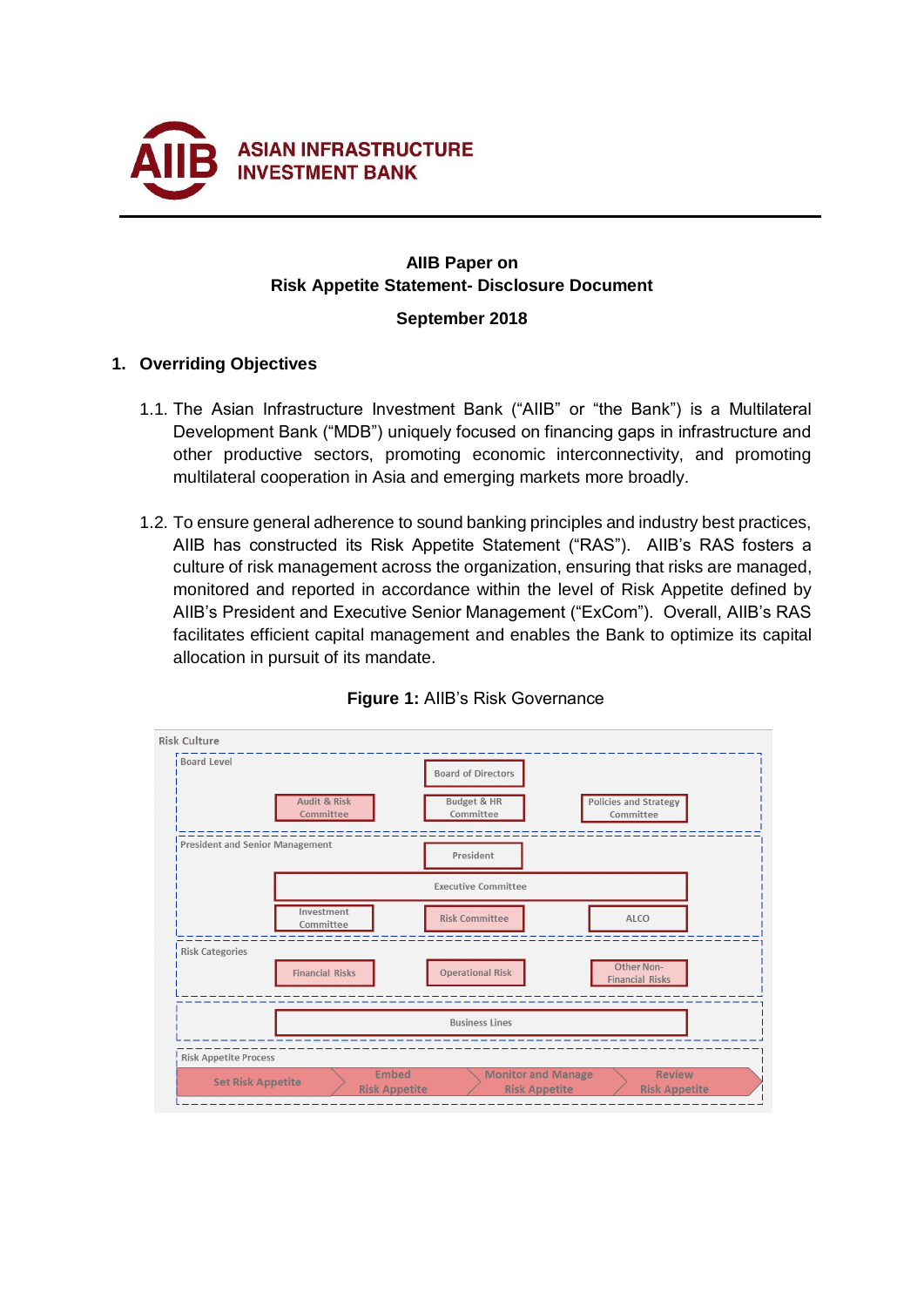**ASIAN INFRASTRUCTURE INVESTMENT BANK**

# AIIB Paper on Risk Appetite Statement- Disclosure Document

**September 2018**

## 1. Overriding Objectives

1.1. The Asian Infrastructure Investment Bank ("AIIB" or "the Bank") is a Multilateral Development Bank ("MDB") uniquely focused on financing gaps in infrastructure and other productive sectors, promoting economic interconnectivity, and promoting multilateral cooperation in Asia and emerging markets more broadly.

1.2. To ensure general adherence to sound banking principles and industry best practices, AIIB has constructed its Risk Appetite Statement ("RAS"). AIIB's RAS fosters a culture of risk management across the organization, ensuring that risks are managed, monitored and reported in accordance within the level of Risk Appetite defined by AIIB's President and Executive Senior Management ("ExCom"). Overall, AIIB's RAS facilitates efficient capital management and enables the Bank to optimize its capital allocation in pursuit of its mandate.

**Figure 1:** AIIB's Risk Governance

Risk Culture

- Board Level
  - Board of Directors
  - Audit & Risk Committee | Budget & HR Committee | Policies and Strategy Committee
- President and Senior Management
  - President
  - Executive Committee
  - Investment Committee | Risk Committee | ALCO
- Risk Categories
  - Financial Risks | Operational Risk | Other Non-Financial Risks
- Business Lines
- Risk Appetite Process
  - Set Risk Appetite → Embed Risk Appetite → Monitor and Manage Risk Appetite → Review Risk Appetite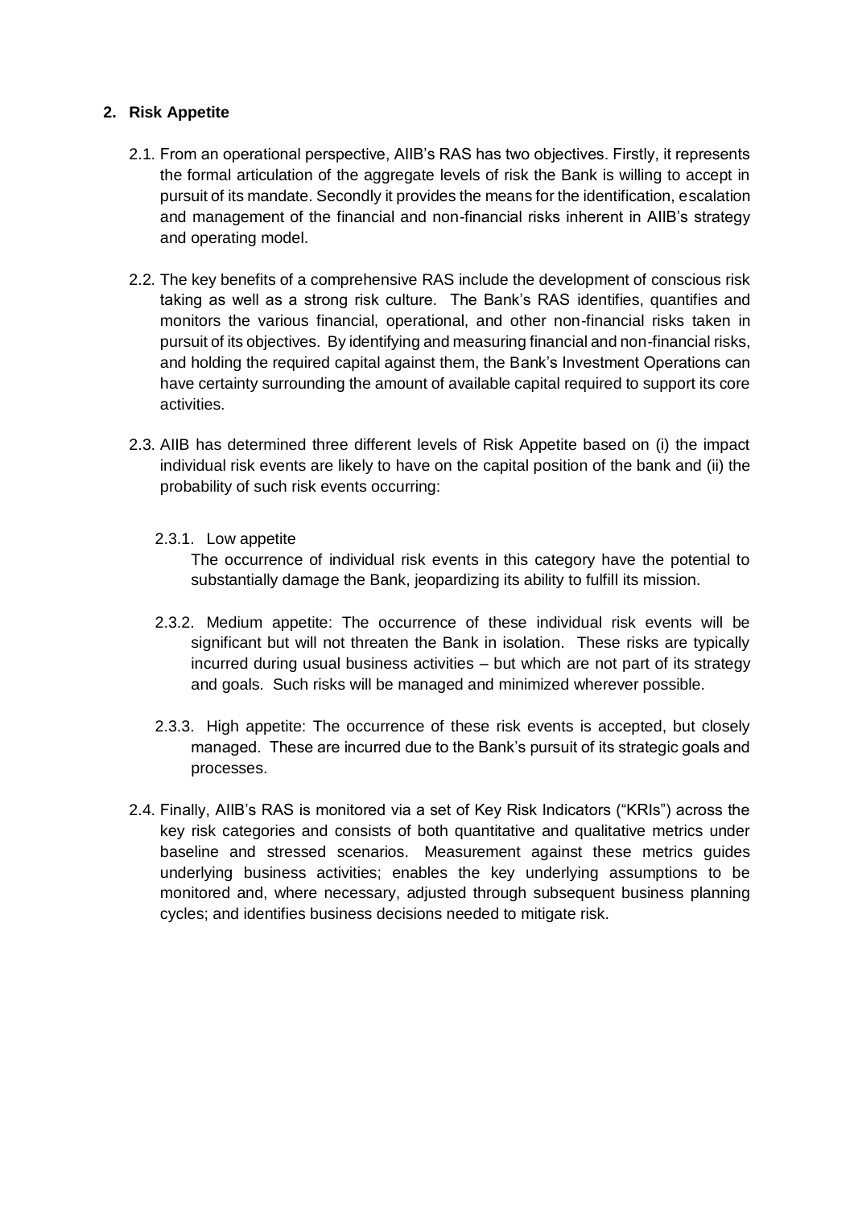## 2. Risk Appetite

2.1. From an operational perspective, AIIB's RAS has two objectives. Firstly, it represents the formal articulation of the aggregate levels of risk the Bank is willing to accept in pursuit of its mandate. Secondly it provides the means for the identification, escalation and management of the financial and non-financial risks inherent in AIIB's strategy and operating model.

2.2. The key benefits of a comprehensive RAS include the development of conscious risk taking as well as a strong risk culture. The Bank's RAS identifies, quantifies and monitors the various financial, operational, and other non-financial risks taken in pursuit of its objectives. By identifying and measuring financial and non-financial risks, and holding the required capital against them, the Bank's Investment Operations can have certainty surrounding the amount of available capital required to support its core activities.

2.3. AIIB has determined three different levels of Risk Appetite based on (i) the impact individual risk events are likely to have on the capital position of the bank and (ii) the probability of such risk events occurring:

2.3.1. Low appetite

The occurrence of individual risk events in this category have the potential to substantially damage the Bank, jeopardizing its ability to fulfill its mission.

2.3.2. Medium appetite: The occurrence of these individual risk events will be significant but will not threaten the Bank in isolation. These risks are typically incurred during usual business activities – but which are not part of its strategy and goals. Such risks will be managed and minimized wherever possible.

2.3.3. High appetite: The occurrence of these risk events is accepted, but closely managed. These are incurred due to the Bank's pursuit of its strategic goals and processes.

2.4. Finally, AIIB's RAS is monitored via a set of Key Risk Indicators ("KRIs") across the key risk categories and consists of both quantitative and qualitative metrics under baseline and stressed scenarios. Measurement against these metrics guides underlying business activities; enables the key underlying assumptions to be monitored and, where necessary, adjusted through subsequent business planning cycles; and identifies business decisions needed to mitigate risk.